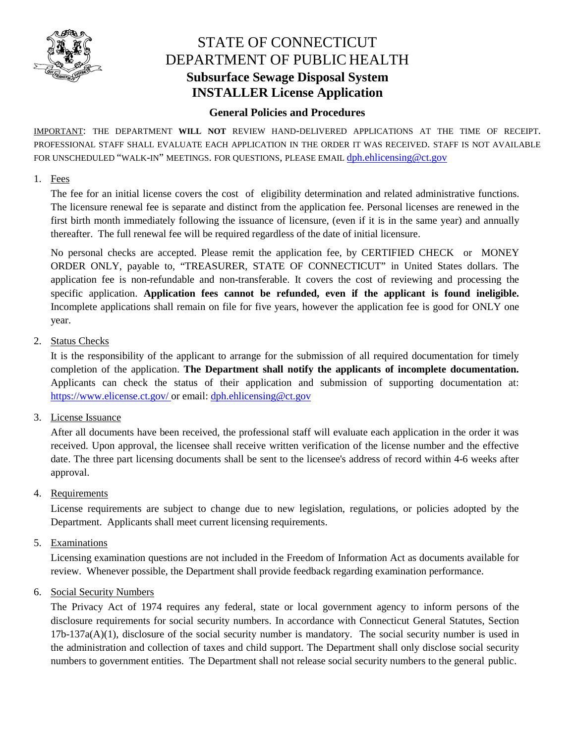# STATE OF CONNECTICUT
# DEPARTMENT OF PUBLIC HEALTH
## Subsurface Sewage Disposal System
## INSTALLER License Application

### General Policies and Procedures

IMPORTANT: THE DEPARTMENT **WILL NOT** REVIEW HAND-DELIVERED APPLICATIONS AT THE TIME OF RECEIPT. PROFESSIONAL STAFF SHALL EVALUATE EACH APPLICATION IN THE ORDER IT WAS RECEIVED. STAFF IS NOT AVAILABLE FOR UNSCHEDULED "WALK-IN" MEETINGS. FOR QUESTIONS, PLEASE EMAIL dph.ehlicensing@ct.gov

1. Fees

   The fee for an initial license covers the cost of eligibility determination and related administrative functions. The licensure renewal fee is separate and distinct from the application fee. Personal licenses are renewed in the first birth month immediately following the issuance of licensure, (even if it is in the same year) and annually thereafter. The full renewal fee will be required regardless of the date of initial licensure.

   No personal checks are accepted. Please remit the application fee, by CERTIFIED CHECK or MONEY ORDER ONLY, payable to, "TREASURER, STATE OF CONNECTICUT" in United States dollars. The application fee is non-refundable and non-transferable. It covers the cost of reviewing and processing the specific application. **Application fees cannot be refunded, even if the applicant is found ineligible.** Incomplete applications shall remain on file for five years, however the application fee is good for ONLY one year.

2. Status Checks

   It is the responsibility of the applicant to arrange for the submission of all required documentation for timely completion of the application. **The Department shall notify the applicants of incomplete documentation.** Applicants can check the status of their application and submission of supporting documentation at: https://www.elicense.ct.gov/ or email: dph.ehlicensing@ct.gov

3. License Issuance

   After all documents have been received, the professional staff will evaluate each application in the order it was received. Upon approval, the licensee shall receive written verification of the license number and the effective date. The three part licensing documents shall be sent to the licensee's address of record within 4-6 weeks after approval.

4. Requirements

   License requirements are subject to change due to new legislation, regulations, or policies adopted by the Department. Applicants shall meet current licensing requirements.

5. Examinations

   Licensing examination questions are not included in the Freedom of Information Act as documents available for review. Whenever possible, the Department shall provide feedback regarding examination performance.

6. Social Security Numbers

   The Privacy Act of 1974 requires any federal, state or local government agency to inform persons of the disclosure requirements for social security numbers. In accordance with Connecticut General Statutes, Section 17b-137a(A)(1), disclosure of the social security number is mandatory. The social security number is used in the administration and collection of taxes and child support. The Department shall only disclose social security numbers to government entities. The Department shall not release social security numbers to the general public.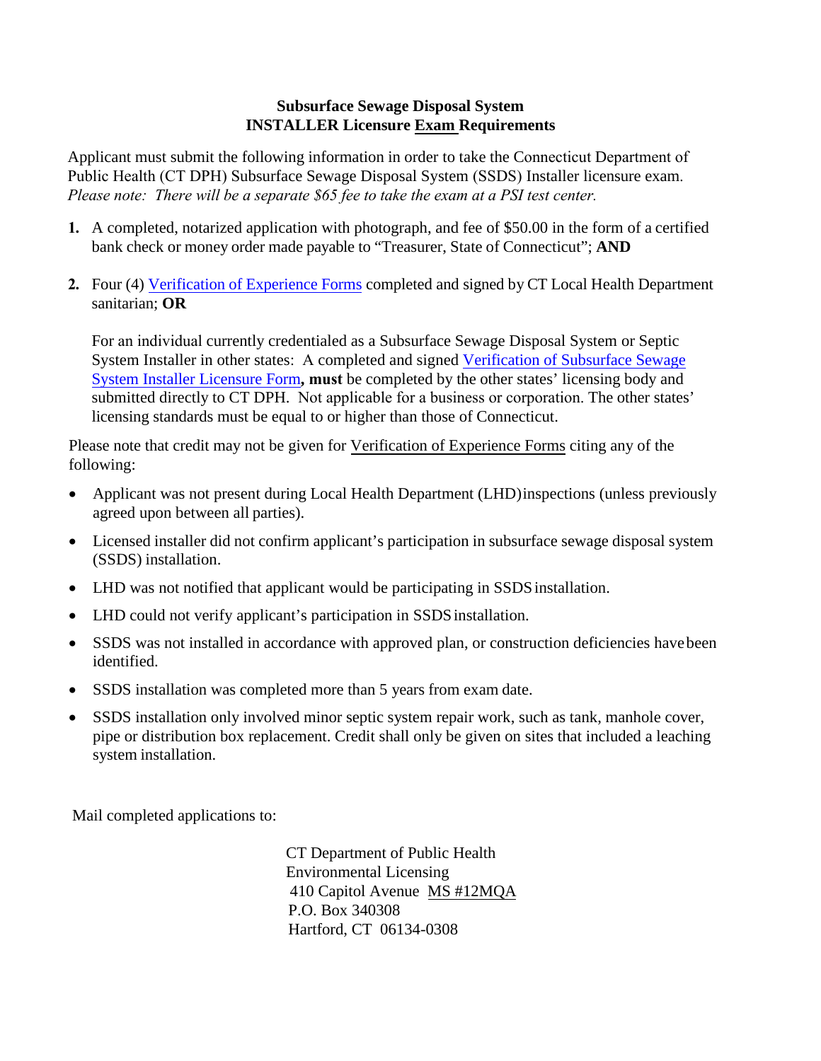# Subsurface Sewage Disposal System
# INSTALLER Licensure Exam Requirements

Applicant must submit the following information in order to take the Connecticut Department of Public Health (CT DPH) Subsurface Sewage Disposal System (SSDS) Installer licensure exam. *Please note: There will be a separate $65 fee to take the exam at a PSI test center.*

1. A completed, notarized application with photograph, and fee of $50.00 in the form of a certified bank check or money order made payable to "Treasurer, State of Connecticut"; **AND**

2. Four (4) Verification of Experience Forms completed and signed by CT Local Health Department sanitarian; **OR**

   For an individual currently credentialed as a Subsurface Sewage Disposal System or Septic System Installer in other states: A completed and signed Verification of Subsurface Sewage System Installer Licensure Form**, must** be completed by the other states' licensing body and submitted directly to CT DPH. Not applicable for a business or corporation. The other states' licensing standards must be equal to or higher than those of Connecticut.

Please note that credit may not be given for Verification of Experience Forms citing any of the following:

- Applicant was not present during Local Health Department (LHD) inspections (unless previously agreed upon between all parties).
- Licensed installer did not confirm applicant's participation in subsurface sewage disposal system (SSDS) installation.
- LHD was not notified that applicant would be participating in SSDS installation.
- LHD could not verify applicant's participation in SSDS installation.
- SSDS was not installed in accordance with approved plan, or construction deficiencies have been identified.
- SSDS installation was completed more than 5 years from exam date.
- SSDS installation only involved minor septic system repair work, such as tank, manhole cover, pipe or distribution box replacement. Credit shall only be given on sites that included a leaching system installation.

Mail completed applications to:

CT Department of Public Health
Environmental Licensing
410 Capitol Avenue MS #12MQA
P.O. Box 340308
Hartford, CT 06134-0308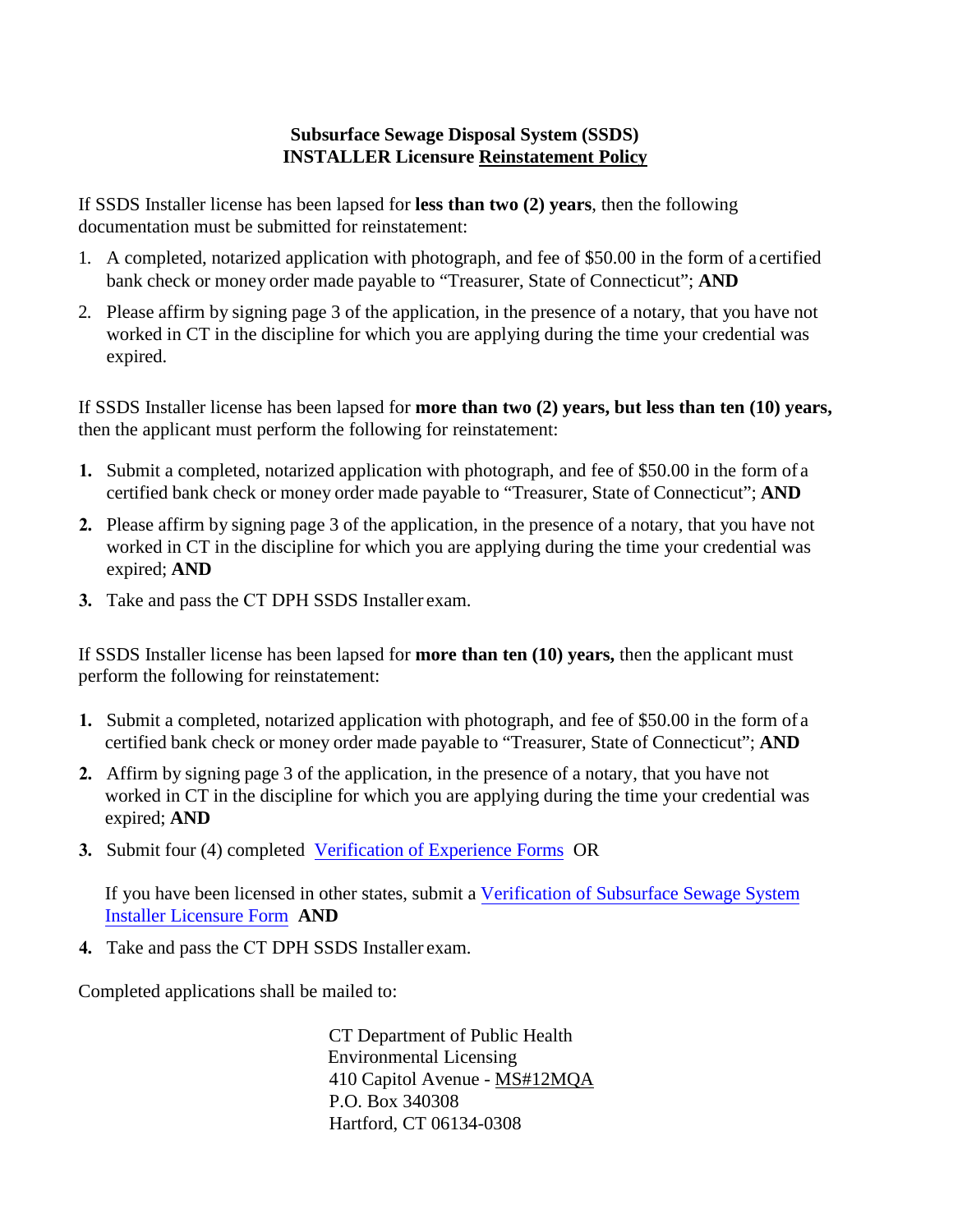**Subsurface Sewage Disposal System (SSDS)**
**INSTALLER Licensure Reinstatement Policy**

If SSDS Installer license has been lapsed for **less than two (2) years**, then the following documentation must be submitted for reinstatement:

1. A completed, notarized application with photograph, and fee of $50.00 in the form of a certified bank check or money order made payable to "Treasurer, State of Connecticut"; **AND**
2. Please affirm by signing page 3 of the application, in the presence of a notary, that you have not worked in CT in the discipline for which you are applying during the time your credential was expired.

If SSDS Installer license has been lapsed for **more than two (2) years, but less than ten (10) years,** then the applicant must perform the following for reinstatement:

1. Submit a completed, notarized application with photograph, and fee of $50.00 in the form of a certified bank check or money order made payable to "Treasurer, State of Connecticut"; **AND**
2. Please affirm by signing page 3 of the application, in the presence of a notary, that you have not worked in CT in the discipline for which you are applying during the time your credential was expired; **AND**
3. Take and pass the CT DPH SSDS Installer exam.

If SSDS Installer license has been lapsed for **more than ten (10) years,** then the applicant must perform the following for reinstatement:

1. Submit a completed, notarized application with photograph, and fee of $50.00 in the form of a certified bank check or money order made payable to "Treasurer, State of Connecticut"; **AND**
2. Affirm by signing page 3 of the application, in the presence of a notary, that you have not worked in CT in the discipline for which you are applying during the time your credential was expired; **AND**
3. Submit four (4) completed Verification of Experience Forms OR

   If you have been licensed in other states, submit a Verification of Subsurface Sewage System Installer Licensure Form **AND**
4. Take and pass the CT DPH SSDS Installer exam.

Completed applications shall be mailed to:

CT Department of Public Health
Environmental Licensing
410 Capitol Avenue - MS#12MQA
P.O. Box 340308
Hartford, CT 06134-0308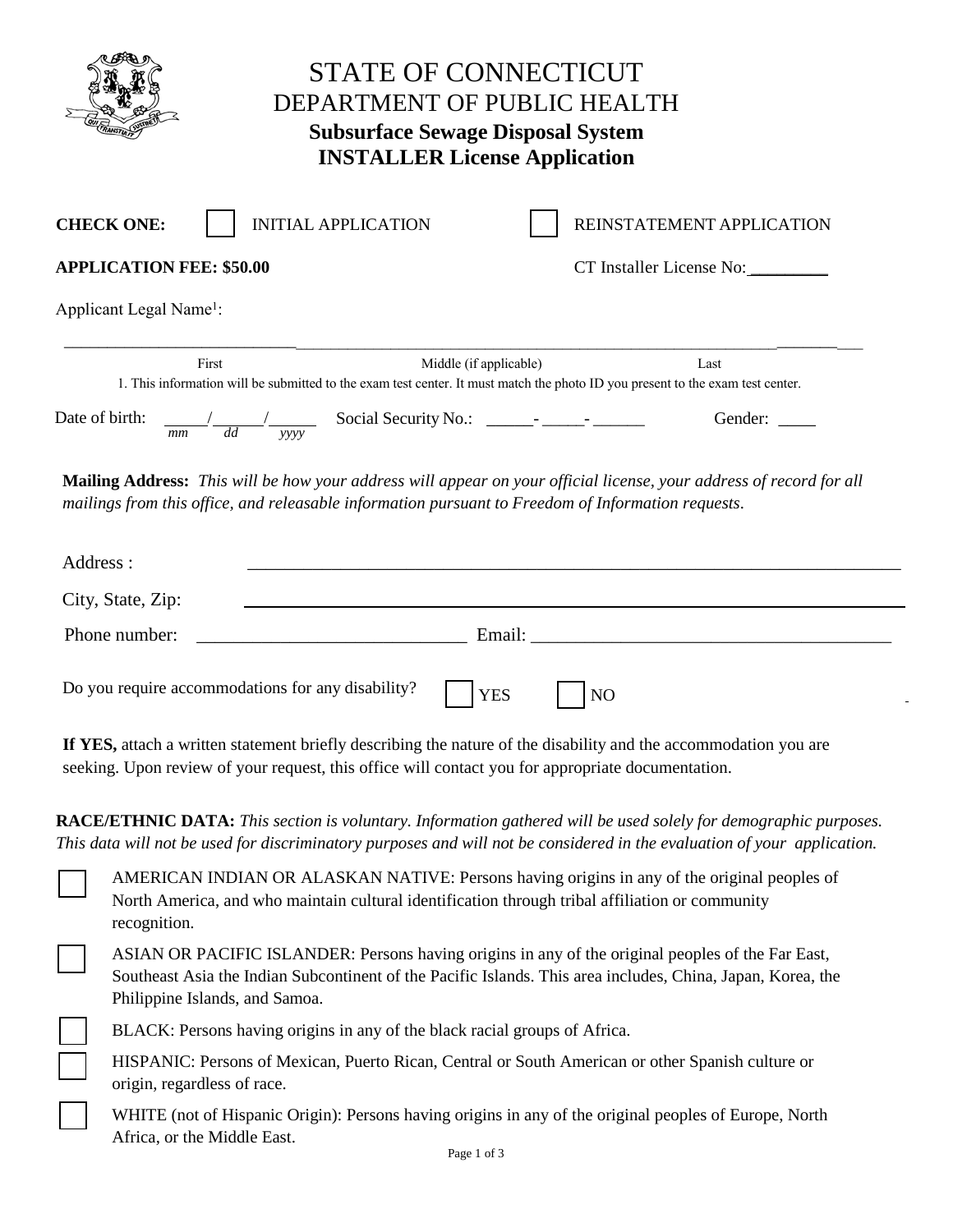# STATE OF CONNECTICUT
## DEPARTMENT OF PUBLIC HEALTH
### Subsurface Sewage Disposal System
### INSTALLER License Application

**CHECK ONE:** ☐ INITIAL APPLICATION ☐ REINSTATEMENT APPLICATION

**APPLICATION FEE: $50.00** CT Installer License No:_________

Applicant Legal Name[1]:

_______________________________________________________________________________

First Middle (if applicable) Last

1. This information will be submitted to the exam test center. It must match the photo ID you present to the exam test center.

Date of birth: _____/_____/_____ (mm / dd / yyyy) Social Security No.: _____-_____-______ Gender: ____

**Mailing Address:** *This will be how your address will appear on your official license, your address of record for all mailings from this office, and releasable information pursuant to Freedom of Information requests.*

Address : ______________________________________________________________

City, State, Zip: ______________________________________________________________

Phone number: ____________________________ Email: ____________________________________

Do you require accommodations for any disability? ☐ YES ☐ NO

**If YES,** attach a written statement briefly describing the nature of the disability and the accommodation you are seeking. Upon review of your request, this office will contact you for appropriate documentation.

**RACE/ETHNIC DATA:** *This section is voluntary. Information gathered will be used solely for demographic purposes. This data will not be used for discriminatory purposes and will not be considered in the evaluation of your application.*

☐ AMERICAN INDIAN OR ALASKAN NATIVE: Persons having origins in any of the original peoples of North America, and who maintain cultural identification through tribal affiliation or community recognition.

☐ ASIAN OR PACIFIC ISLANDER: Persons having origins in any of the original peoples of the Far East, Southeast Asia the Indian Subcontinent of the Pacific Islands. This area includes, China, Japan, Korea, the Philippine Islands, and Samoa.

☐ BLACK: Persons having origins in any of the black racial groups of Africa.

☐ HISPANIC: Persons of Mexican, Puerto Rican, Central or South American or other Spanish culture or origin, regardless of race.

☐ WHITE (not of Hispanic Origin): Persons having origins in any of the original peoples of Europe, North Africa, or the Middle East.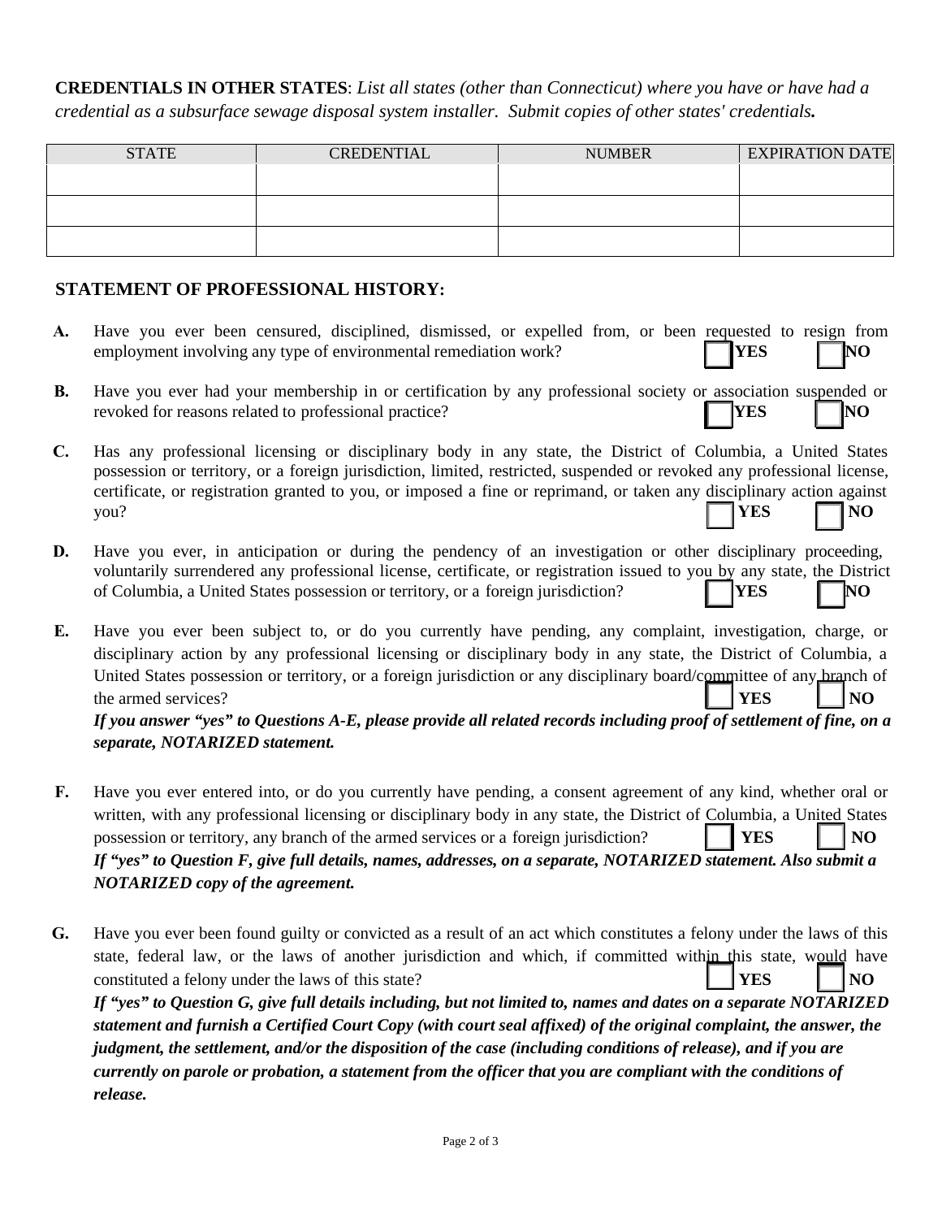**CREDENTIALS IN OTHER STATES**: *List all states (other than Connecticut) where you have or have had a credential as a subsurface sewage disposal system installer. Submit copies of other states' credentials.*

| STATE | CREDENTIAL | NUMBER | EXPIRATION DATE |
|---|---|---|---|
| | | | |
| | | | |
| | | | |

## STATEMENT OF PROFESSIONAL HISTORY:

**A.** Have you ever been censured, disciplined, dismissed, or expelled from, or been requested to resign from employment involving any type of environmental remediation work? ☐ **YES** ☐ **NO**

**B.** Have you ever had your membership in or certification by any professional society or association suspended or revoked for reasons related to professional practice? ☐ **YES** ☐ **NO**

**C.** Has any professional licensing or disciplinary body in any state, the District of Columbia, a United States possession or territory, or a foreign jurisdiction, limited, restricted, suspended or revoked any professional license, certificate, or registration granted to you, or imposed a fine or reprimand, or taken any disciplinary action against you? ☐ **YES** ☐ **NO**

**D.** Have you ever, in anticipation or during the pendency of an investigation or other disciplinary proceeding, voluntarily surrendered any professional license, certificate, or registration issued to you by any state, the District of Columbia, a United States possession or territory, or a foreign jurisdiction? ☐ **YES** ☐ **NO**

**E.** Have you ever been subject to, or do you currently have pending, any complaint, investigation, charge, or disciplinary action by any professional licensing or disciplinary body in any state, the District of Columbia, a United States possession or territory, or a foreign jurisdiction or any disciplinary board/committee of any branch of the armed services? ☐ **YES** ☐ **NO**

***If you answer "yes" to Questions A-E, please provide all related records including proof of settlement of fine, on a separate, NOTARIZED statement.***

**F.** Have you ever entered into, or do you currently have pending, a consent agreement of any kind, whether oral or written, with any professional licensing or disciplinary body in any state, the District of Columbia, a United States possession or territory, any branch of the armed services or a foreign jurisdiction? ☐ **YES** ☐ **NO**

***If "yes" to Question F, give full details, names, addresses, on a separate, NOTARIZED statement. Also submit a NOTARIZED copy of the agreement.***

**G.** Have you ever been found guilty or convicted as a result of an act which constitutes a felony under the laws of this state, federal law, or the laws of another jurisdiction and which, if committed within this state, would have constituted a felony under the laws of this state? ☐ **YES** ☐ **NO**

***If "yes" to Question G, give full details including, but not limited to, names and dates on a separate NOTARIZED statement and furnish a Certified Court Copy (with court seal affixed) of the original complaint, the answer, the judgment, the settlement, and/or the disposition of the case (including conditions of release), and if you are currently on parole or probation, a statement from the officer that you are compliant with the conditions of release.***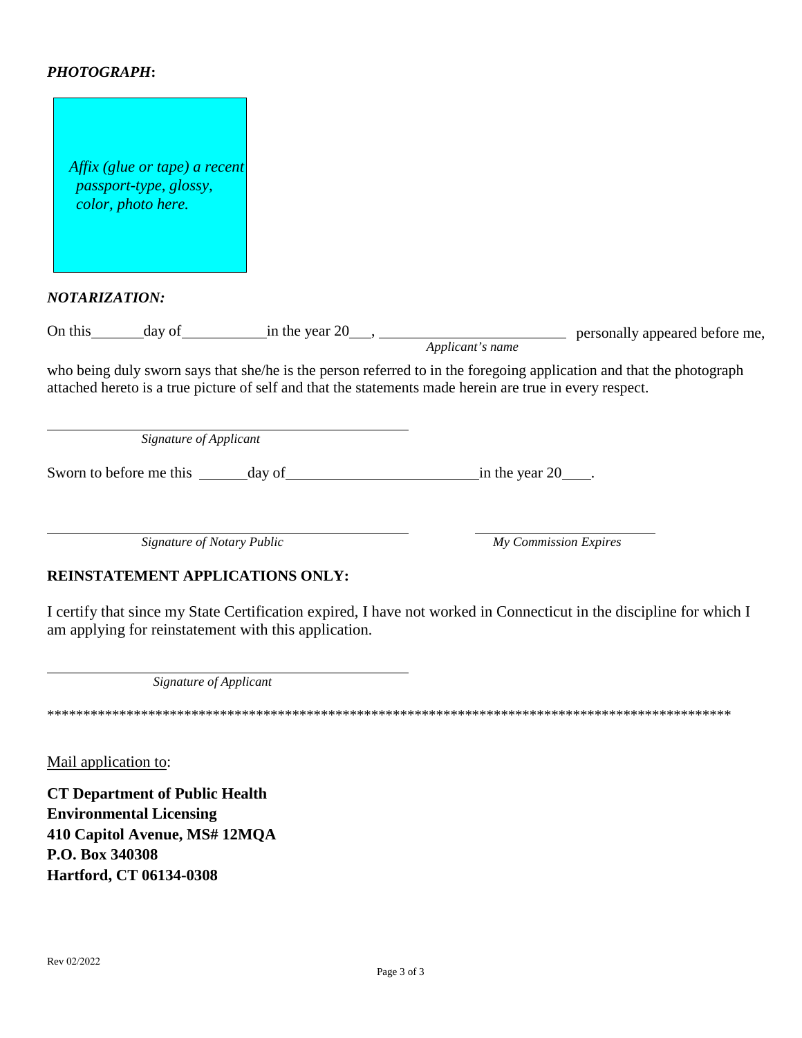***PHOTOGRAPH*:**

*Affix (glue or tape) a recent passport-type, glossy, color, photo here.*

***NOTARIZATION:***

On this_______day of___________in the year 20___, _________________________ personally appeared before me,
*Applicant's name*

who being duly sworn says that she/he is the person referred to in the foregoing application and that the photograph attached hereto is a true picture of self and that the statements made herein are true in every respect.

_______________________________________________
*Signature of Applicant*

Sworn to before me this ______day of_________________________in the year 20____.

_______________________________________________ _________________________
*Signature of Notary Public* *My Commission Expires*

**REINSTATEMENT APPLICATIONS ONLY:**

I certify that since my State Certification expired, I have not worked in Connecticut in the discipline for which I am applying for reinstatement with this application.

_______________________________________________
*Signature of Applicant*

*****************************************************************************************************

Mail application to:

**CT Department of Public Health**
**Environmental Licensing**
**410 Capitol Avenue, MS# 12MQA**
**P.O. Box 340308**
**Hartford, CT 06134-0308**

Rev 02/2022